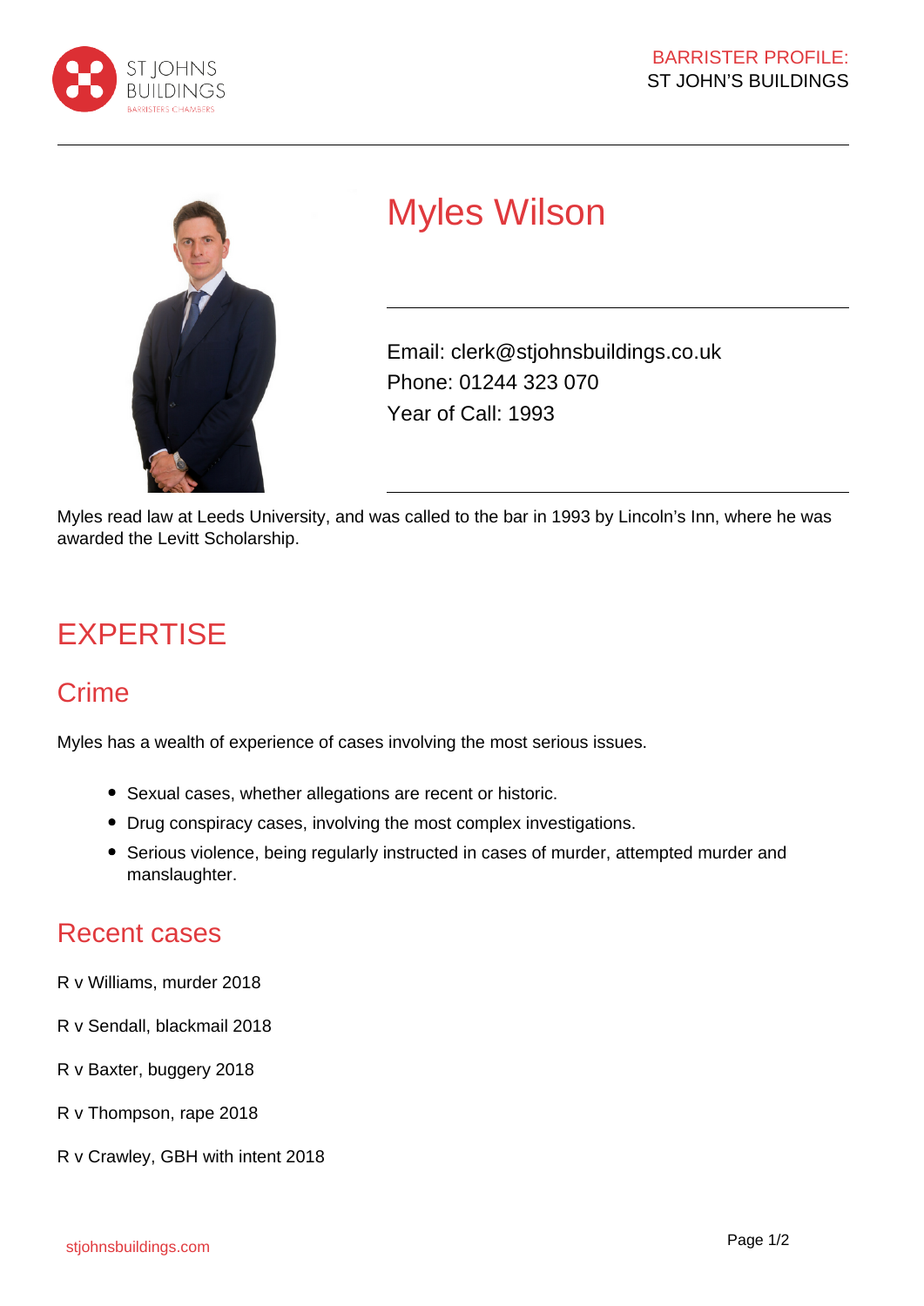# Myles Wilson

Email: clerk@stjohnsbuildings.co.uk
Phone: 01244 323 070
Year of Call: 1993

Myles read law at Leeds University, and was called to the bar in 1993 by Lincoln's Inn, where he was awarded the Levitt Scholarship.

## EXPERTISE

### Crime

Myles has a wealth of experience of cases involving the most serious issues.

- Sexual cases, whether allegations are recent or historic.
- Drug conspiracy cases, involving the most complex investigations.
- Serious violence, being regularly instructed in cases of murder, attempted murder and manslaughter.

### Recent cases

R v Williams, murder 2018

R v Sendall, blackmail 2018

R v Baxter, buggery 2018

R v Thompson, rape 2018

R v Crawley, GBH with intent 2018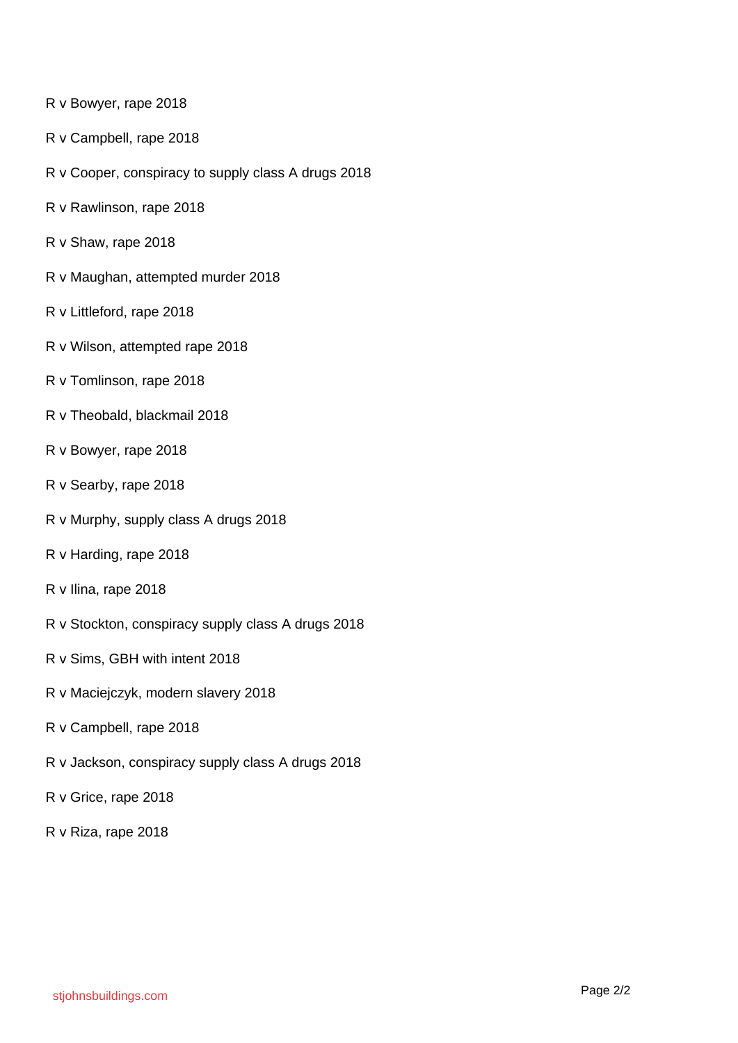R v Bowyer, rape 2018

R v Campbell, rape 2018

R v Cooper, conspiracy to supply class A drugs 2018

R v Rawlinson, rape 2018

R v Shaw, rape 2018

R v Maughan, attempted murder 2018

R v Littleford, rape 2018

R v Wilson, attempted rape 2018

R v Tomlinson, rape 2018

R v Theobald, blackmail 2018

R v Bowyer, rape 2018

R v Searby, rape 2018

R v Murphy, supply class A drugs 2018

R v Harding, rape 2018

R v Ilina, rape 2018

R v Stockton, conspiracy supply class A drugs 2018

R v Sims, GBH with intent 2018

R v Maciejczyk, modern slavery 2018

R v Campbell, rape 2018

R v Jackson, conspiracy supply class A drugs 2018

R v Grice, rape 2018

R v Riza, rape 2018